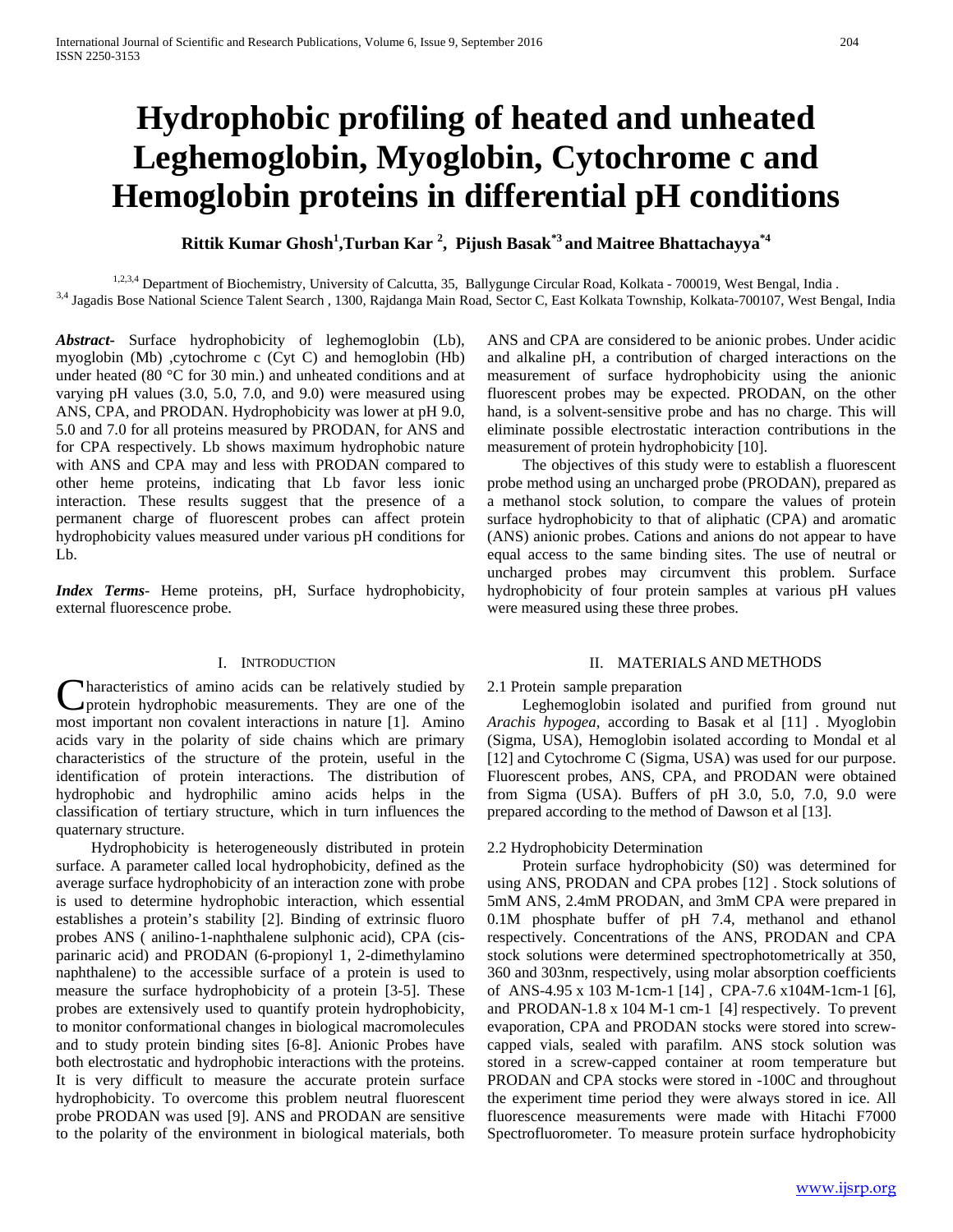# Hydrophobic profiling of heated and unheated Leghemoglobin, Myoglobin, Cytochrome c and Hemoglobin proteins in differential pH conditions

**Rittik Kumar Ghosh[1], Turban Kar [2], Pijush Basak[*3] and Maitree Bhattachayya[*4]**

[1,2,3,4] Department of Biochemistry, University of Calcutta, 35, Ballygunge Circular Road, Kolkata - 700019, West Bengal, India .
[3,4] Jagadis Bose National Science Talent Search , 1300, Rajdanga Main Road, Sector C, East Kolkata Township, Kolkata-700107, West Bengal, India

***Abstract-*** Surface hydrophobicity of leghemoglobin (Lb), myoglobin (Mb) ,cytochrome c (Cyt C) and hemoglobin (Hb) under heated (80 °C for 30 min.) and unheated conditions and at varying pH values (3.0, 5.0, 7.0, and 9.0) were measured using ANS, CPA, and PRODAN. Hydrophobicity was lower at pH 9.0, 5.0 and 7.0 for all proteins measured by PRODAN, for ANS and for CPA respectively. Lb shows maximum hydrophobic nature with ANS and CPA may and less with PRODAN compared to other heme proteins, indicating that Lb favor less ionic interaction. These results suggest that the presence of a permanent charge of fluorescent probes can affect protein hydrophobicity values measured under various pH conditions for Lb.

***Index Terms-*** Heme proteins, pH, Surface hydrophobicity, external fluorescence probe.

## I. Introduction

Characteristics of amino acids can be relatively studied by protein hydrophobic measurements. They are one of the most important non covalent interactions in nature [1]. Amino acids vary in the polarity of side chains which are primary characteristics of the structure of the protein, useful in the identification of protein interactions. The distribution of hydrophobic and hydrophilic amino acids helps in the classification of tertiary structure, which in turn influences the quaternary structure.

Hydrophobicity is heterogeneously distributed in protein surface. A parameter called local hydrophobicity, defined as the average surface hydrophobicity of an interaction zone with probe is used to determine hydrophobic interaction, which essential establishes a protein's stability [2]. Binding of extrinsic fluoro probes ANS ( anilino-1-naphthalene sulphonic acid), CPA (cis-parinaric acid) and PRODAN (6-propionyl 1, 2-dimethylamino naphthalene) to the accessible surface of a protein is used to measure the surface hydrophobicity of a protein [3-5]. These probes are extensively used to quantify protein hydrophobicity, to monitor conformational changes in biological macromolecules and to study protein binding sites [6-8]. Anionic Probes have both electrostatic and hydrophobic interactions with the proteins. It is very difficult to measure the accurate protein surface hydrophobicity. To overcome this problem neutral fluorescent probe PRODAN was used [9]. ANS and PRODAN are sensitive to the polarity of the environment in biological materials, both ANS and CPA are considered to be anionic probes. Under acidic and alkaline pH, a contribution of charged interactions on the measurement of surface hydrophobicity using the anionic fluorescent probes may be expected. PRODAN, on the other hand, is a solvent-sensitive probe and has no charge. This will eliminate possible electrostatic interaction contributions in the measurement of protein hydrophobicity [10].

The objectives of this study were to establish a fluorescent probe method using an uncharged probe (PRODAN), prepared as a methanol stock solution, to compare the values of protein surface hydrophobicity to that of aliphatic (CPA) and aromatic (ANS) anionic probes. Cations and anions do not appear to have equal access to the same binding sites. The use of neutral or uncharged probes may circumvent this problem. Surface hydrophobicity of four protein samples at various pH values were measured using these three probes.

## II. Materials and Methods

### 2.1 Protein sample preparation

Leghemoglobin isolated and purified from ground nut *Arachis hypogea,* according to Basak et al [11] . Myoglobin (Sigma, USA), Hemoglobin isolated according to Mondal et al [12] and Cytochrome C (Sigma, USA) was used for our purpose. Fluorescent probes, ANS, CPA, and PRODAN were obtained from Sigma (USA). Buffers of pH 3.0, 5.0, 7.0, 9.0 were prepared according to the method of Dawson et al [13].

### 2.2 Hydrophobicity Determination

Protein surface hydrophobicity (S0) was determined for using ANS, PRODAN and CPA probes [12] . Stock solutions of 5mM ANS, 2.4mM PRODAN, and 3mM CPA were prepared in 0.1M phosphate buffer of pH 7.4, methanol and ethanol respectively. Concentrations of the ANS, PRODAN and CPA stock solutions were determined spectrophotometrically at 350, 360 and 303nm, respectively, using molar absorption coefficients of ANS-4.95 x 103 M-1cm-1 [14] , CPA-7.6 x104M-1cm-1 [6], and PRODAN-1.8 x 104 M-1 cm-1 [4] respectively. To prevent evaporation, CPA and PRODAN stocks were stored into screw-capped vials, sealed with parafilm. ANS stock solution was stored in a screw-capped container at room temperature but PRODAN and CPA stocks were stored in -100C and throughout the experiment time period they were always stored in ice. All fluorescence measurements were made with Hitachi F7000 Spectrofluorometer. To measure protein surface hydrophobicity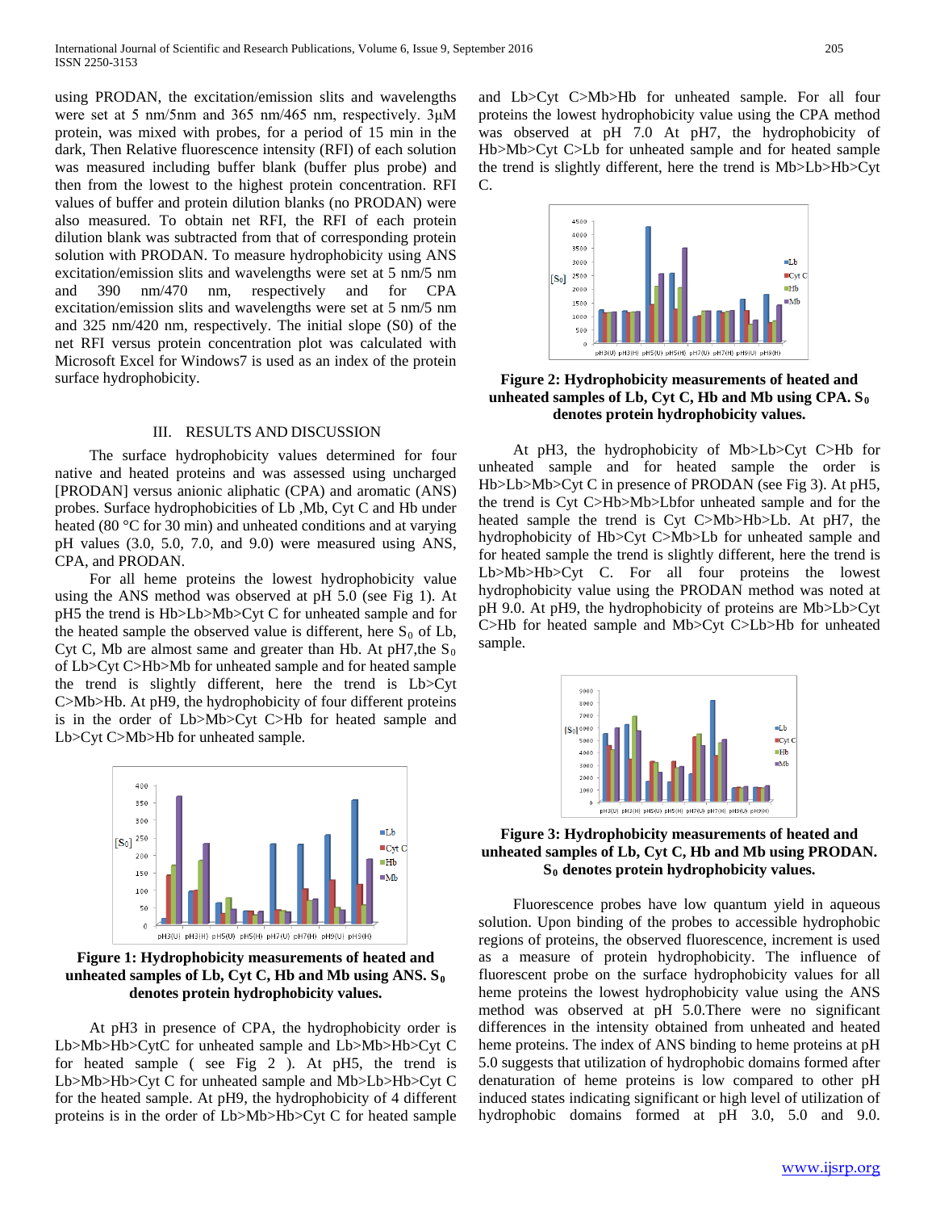using PRODAN, the excitation/emission slits and wavelengths were set at 5 nm/5nm and 365 nm/465 nm, respectively. 3µM protein, was mixed with probes, for a period of 15 min in the dark, Then Relative fluorescence intensity (RFI) of each solution was measured including buffer blank (buffer plus probe) and then from the lowest to the highest protein concentration. RFI values of buffer and protein dilution blanks (no PRODAN) were also measured. To obtain net RFI, the RFI of each protein dilution blank was subtracted from that of corresponding protein solution with PRODAN. To measure hydrophobicity using ANS excitation/emission slits and wavelengths were set at 5 nm/5 nm and 390 nm/470 nm, respectively and for CPA excitation/emission slits and wavelengths were set at 5 nm/5 nm and 325 nm/420 nm, respectively. The initial slope (S0) of the net RFI versus protein concentration plot was calculated with Microsoft Excel for Windows7 is used as an index of the protein surface hydrophobicity.

## III. RESULTS AND DISCUSSION

The surface hydrophobicity values determined for four native and heated proteins and was assessed using uncharged [PRODAN] versus anionic aliphatic (CPA) and aromatic (ANS) probes. Surface hydrophobicities of Lb ,Mb, Cyt C and Hb under heated (80 °C for 30 min) and unheated conditions and at varying pH values (3.0, 5.0, 7.0, and 9.0) were measured using ANS, CPA, and PRODAN.

For all heme proteins the lowest hydrophobicity value using the ANS method was observed at pH 5.0 (see Fig 1). At pH5 the trend is Hb>Lb>Mb>Cyt C for unheated sample and for the heated sample the observed value is different, here $S_0$ of Lb, Cyt C, Mb are almost same and greater than Hb. At pH7,the $S_0$ of Lb>Cyt C>Hb>Mb for unheated sample and for heated sample the trend is slightly different, here the trend is Lb>Cyt C>Mb>Hb. At pH9, the hydrophobicity of four different proteins is in the order of Lb>Mb>Cyt C>Hb for heated sample and Lb>Cyt C>Mb>Hb for unheated sample.

**Figure 1: Hydrophobicity measurements of heated and unheated samples of Lb, Cyt C, Hb and Mb using ANS. $S_0$ denotes protein hydrophobicity values.**

At pH3 in presence of CPA, the hydrophobicity order is Lb>Mb>Hb>CytC for unheated sample and Lb>Mb>Hb>Cyt C for heated sample ( see Fig 2 ). At pH5, the trend is Lb>Mb>Hb>Cyt C for unheated sample and Mb>Lb>Hb>Cyt C for the heated sample. At pH9, the hydrophobicity of 4 different proteins is in the order of Lb>Mb>Hb>Cyt C for heated sample and Lb>Cyt C>Mb>Hb for unheated sample. For all four proteins the lowest hydrophobicity value using the CPA method was observed at pH 7.0 At pH7, the hydrophobicity of Hb>Mb>Cyt C>Lb for unheated sample and for heated sample the trend is slightly different, here the trend is Mb>Lb>Hb>Cyt C.

**Figure 2: Hydrophobicity measurements of heated and unheated samples of Lb, Cyt C, Hb and Mb using CPA. $S_0$ denotes protein hydrophobicity values.**

At pH3, the hydrophobicity of Mb>Lb>Cyt C>Hb for unheated sample and for heated sample the order is Hb>Lb>Mb>Cyt C in presence of PRODAN (see Fig 3). At pH5, the trend is Cyt C>Hb>Mb>Lbfor unheated sample and for the heated sample the trend is Cyt C>Mb>Hb>Lb. At pH7, the hydrophobicity of Hb>Cyt C>Mb>Lb for unheated sample and for heated sample the trend is slightly different, here the trend is Lb>Mb>Hb>Cyt C. For all four proteins the lowest hydrophobicity value using the PRODAN method was noted at pH 9.0. At pH9, the hydrophobicity of proteins are Mb>Lb>Cyt C>Hb for heated sample and Mb>Cyt C>Lb>Hb for unheated sample.

**Figure 3: Hydrophobicity measurements of heated and unheated samples of Lb, Cyt C, Hb and Mb using PRODAN. $S_0$ denotes protein hydrophobicity values.**

Fluorescence probes have low quantum yield in aqueous solution. Upon binding of the probes to accessible hydrophobic regions of proteins, the observed fluorescence, increment is used as a measure of protein hydrophobicity. The influence of fluorescent probe on the surface hydrophobicity values for all heme proteins the lowest hydrophobicity value using the ANS method was observed at pH 5.0.There were no significant differences in the intensity obtained from unheated and heated heme proteins. The index of ANS binding to heme proteins at pH 5.0 suggests that utilization of hydrophobic domains formed after denaturation of heme proteins is low compared to other pH induced states indicating significant or high level of utilization of hydrophobic domains formed at pH 3.0, 5.0 and 9.0.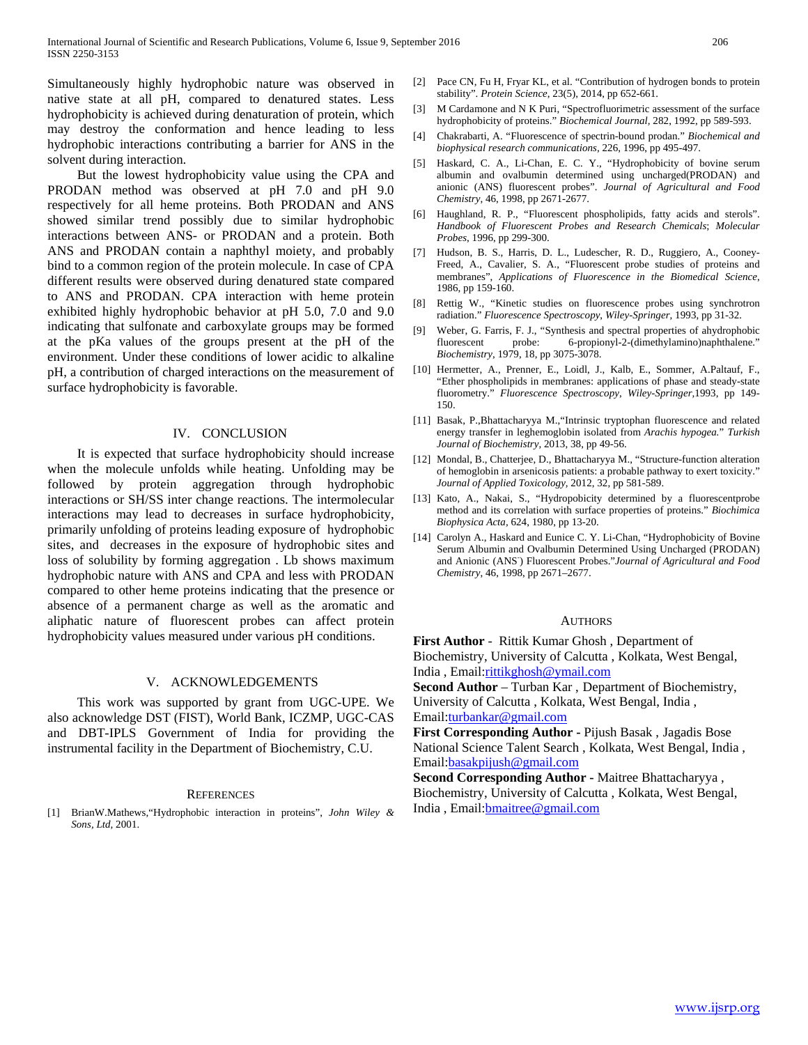Simultaneously highly hydrophobic nature was observed in native state at all pH, compared to denatured states. Less hydrophobicity is achieved during denaturation of protein, which may destroy the conformation and hence leading to less hydrophobic interactions contributing a barrier for ANS in the solvent during interaction.

But the lowest hydrophobicity value using the CPA and PRODAN method was observed at pH 7.0 and pH 9.0 respectively for all heme proteins. Both PRODAN and ANS showed similar trend possibly due to similar hydrophobic interactions between ANS- or PRODAN and a protein. Both ANS and PRODAN contain a naphthyl moiety, and probably bind to a common region of the protein molecule. In case of CPA different results were observed during denatured state compared to ANS and PRODAN. CPA interaction with heme protein exhibited highly hydrophobic behavior at pH 5.0, 7.0 and 9.0 indicating that sulfonate and carboxylate groups may be formed at the pKa values of the groups present at the pH of the environment. Under these conditions of lower acidic to alkaline pH, a contribution of charged interactions on the measurement of surface hydrophobicity is favorable.

## IV. CONCLUSION

It is expected that surface hydrophobicity should increase when the molecule unfolds while heating. Unfolding may be followed by protein aggregation through hydrophobic interactions or SH/SS inter change reactions. The intermolecular interactions may lead to decreases in surface hydrophobicity, primarily unfolding of proteins leading exposure of hydrophobic sites, and decreases in the exposure of hydrophobic sites and loss of solubility by forming aggregation . Lb shows maximum hydrophobic nature with ANS and CPA and less with PRODAN compared to other heme proteins indicating that the presence or absence of a permanent charge as well as the aromatic and aliphatic nature of fluorescent probes can affect protein hydrophobicity values measured under various pH conditions.

## V. ACKNOWLEDGEMENTS

This work was supported by grant from UGC-UPE. We also acknowledge DST (FIST), World Bank, ICZMP, UGC-CAS and DBT-IPLS Government of India for providing the instrumental facility in the Department of Biochemistry, C.U.

## REFERENCES

[1] BrianW.Mathews,"Hydrophobic interaction in proteins", *John Wiley & Sons, Ltd*, 2001.

[2] Pace CN, Fu H, Fryar KL, et al. "Contribution of hydrogen bonds to protein stability". *Protein Science*, 23(5), 2014, pp 652-661.

[3] M Cardamone and N K Puri, "Spectrofluorimetric assessment of the surface hydrophobicity of proteins." *Biochemical Journal*, 282, 1992, pp 589-593.

[4] Chakrabarti, A. "Fluorescence of spectrin-bound prodan." *Biochemical and biophysical research communications*, 226, 1996, pp 495-497.

[5] Haskard, C. A., Li-Chan, E. C. Y., "Hydrophobicity of bovine serum albumin and ovalbumin determined using uncharged(PRODAN) and anionic (ANS) fluorescent probes". *Journal of Agricultural and Food Chemistry*, 46, 1998, pp 2671-2677.

[6] Haughland, R. P., "Fluorescent phospholipids, fatty acids and sterols". *Handbook of Fluorescent Probes and Research Chemicals*; *Molecular Probes*, 1996, pp 299-300.

[7] Hudson, B. S., Harris, D. L., Ludescher, R. D., Ruggiero, A., Cooney-Freed, A., Cavalier, S. A., "Fluorescent probe studies of proteins and membranes", *Applications of Fluorescence in the Biomedical Science*, 1986, pp 159-160.

[8] Rettig W., "Kinetic studies on fluorescence probes using synchrotron radiation." *Fluorescence Spectroscopy*, *Wiley-Springer*, 1993, pp 31-32.

[9] Weber, G. Farris, F. J., "Synthesis and spectral properties of ahydrophobic fluorescent probe: 6-propionyl-2-(dimethylamino)naphthalene." *Biochemistry*, 1979, 18, pp 3075-3078.

[10] Hermetter, A., Prenner, E., Loidl, J., Kalb, E., Sommer, A.Paltauf, F., "Ether phospholipids in membranes: applications of phase and steady-state fluorometry." *Fluorescence Spectroscopy*, *Wiley-Springer*,1993, pp 149-150.

[11] Basak, P.,Bhattacharyya M.,"Intrinsic tryptophan fluorescence and related energy transfer in leghemoglobin isolated from *Arachis hypogea*." *Turkish Journal of Biochemistry*, 2013, 38, pp 49-56.

[12] Mondal, B., Chatterjee, D., Bhattacharyya M., "Structure-function alteration of hemoglobin in arsenicosis patients: a probable pathway to exert toxicity." *Journal of Applied Toxicology*, 2012, 32, pp 581-589.

[13] Kato, A., Nakai, S., "Hydropobicity determined by a fluorescentprobe method and its correlation with surface properties of proteins." *Biochimica Biophysica Acta*, 624, 1980, pp 13-20.

[14] Carolyn A., Haskard and Eunice C. Y. Li-Chan, "Hydrophobicity of Bovine Serum Albumin and Ovalbumin Determined Using Uncharged (PRODAN) and Anionic ($ANS^-$) Fluorescent Probes."*Journal of Agricultural and Food Chemistry*, 46, 1998, pp 2671–2677.

## AUTHORS

**First Author** - Rittik Kumar Ghosh , Department of Biochemistry, University of Calcutta , Kolkata, West Bengal, India , Email:rittikghosh@ymail.com

**Second Author** – Turban Kar , Department of Biochemistry, University of Calcutta , Kolkata, West Bengal, India , Email:turbankar@gmail.com

**First Corresponding Author -** Pijush Basak , Jagadis Bose National Science Talent Search , Kolkata, West Bengal, India , Email:basakpijush@gmail.com

**Second Corresponding Author -** Maitree Bhattacharyya , Biochemistry, University of Calcutta , Kolkata, West Bengal, India , Email:bmaitree@gmail.com